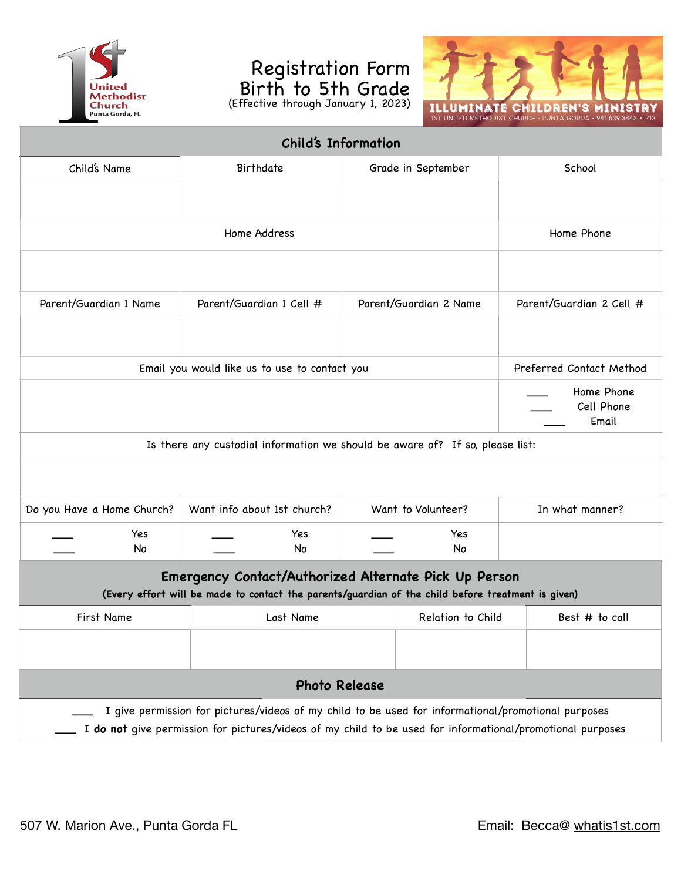1st United Methodist Church
Punta Gorda, FL

# Registration Form
## Birth to 5th Grade
(Effective through January 1, 2023)

ILLUMINATE CHILDREN'S MINISTRY
1ST UNITED METHODIST CHURCH - PUNTA GORDA - 941.639.3842 X 213

## Child's Information

| Child's Name | Birthdate | Grade in September | School |
|---|---|---|---|
| | | | |

| Home Address | Home Phone |
|---|---|
| | |

| Parent/Guardian 1 Name | Parent/Guardian 1 Cell # | Parent/Guardian 2 Name | Parent/Guardian 2 Cell # |
|---|---|---|---|
| | | | |

| Email you would like us to use to contact you | Preferred Contact Method |
|---|---|
| | ___ Home Phone<br>___ Cell Phone<br>___ Email |

| Is there any custodial information we should be aware of? If so, please list: |
|---|
| |

| Do you Have a Home Church? | Want info about 1st church? | Want to Volunteer? | In what manner? |
|---|---|---|---|
| ___ Yes<br>___ No | ___ Yes<br>___ No | ___ Yes<br>___ No | |

## Emergency Contact/Authorized Alternate Pick Up Person

**(Every effort will be made to contact the parents/guardian of the child before treatment is given)**

| First Name | Last Name | Relation to Child | Best # to call |
|---|---|---|---|
| | | | |

## Photo Release

___ I give permission for pictures/videos of my child to be used for informational/promotional purposes

___ I **do not** give permission for pictures/videos of my child to be used for informational/promotional purposes

507 W. Marion Ave., Punta Gorda FL

Email: Becca@ whatis1st.com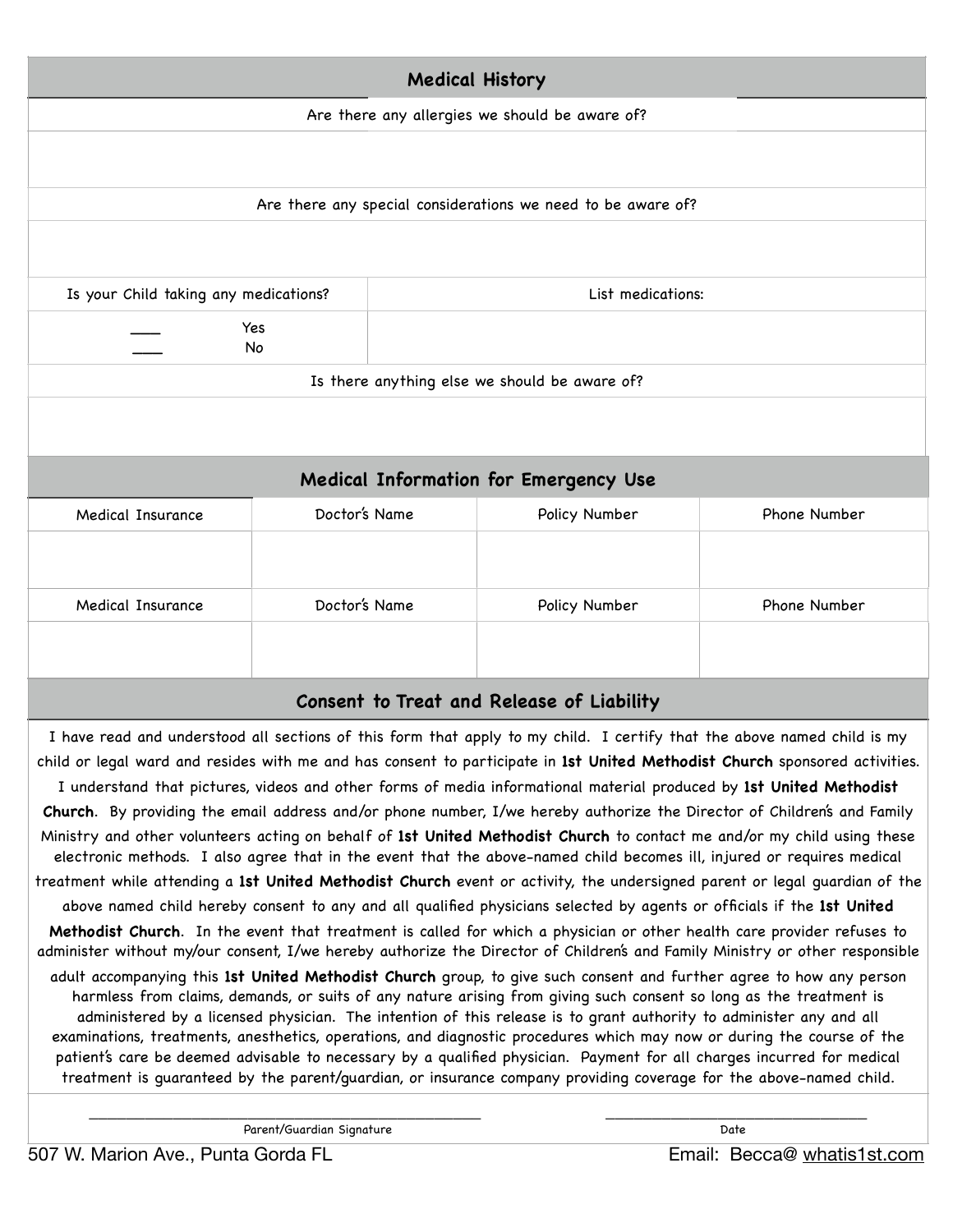## Medical History

Are there any allergies we should be aware of?

Are there any special considerations we need to be aware of?

| Is your Child taking any medications? | List medications: |
|---|---|
| ___ Yes<br>___ No | |

Is there anything else we should be aware of?

## Medical Information for Emergency Use

| Medical Insurance | Doctor's Name | Policy Number | Phone Number |
|---|---|---|---|
| | | | |
| Medical Insurance | Doctor's Name | Policy Number | Phone Number |
| | | | |

## Consent to Treat and Release of Liability

I have read and understood all sections of this form that apply to my child. I certify that the above named child is my child or legal ward and resides with me and has consent to participate in **1st United Methodist Church** sponsored activities. I understand that pictures, videos and other forms of media informational material produced by **1st United Methodist Church**. By providing the email address and/or phone number, I/we hereby authorize the Director of Children's and Family Ministry and other volunteers acting on behalf of **1st United Methodist Church** to contact me and/or my child using these electronic methods. I also agree that in the event that the above-named child becomes ill, injured or requires medical treatment while attending a **1st United Methodist Church** event or activity, the undersigned parent or legal guardian of the above named child hereby consent to any and all qualified physicians selected by agents or officials if the **1st United Methodist Church**. In the event that treatment is called for which a physician or other health care provider refuses to administer without my/our consent, I/we hereby authorize the Director of Children's and Family Ministry or other responsible adult accompanying this **1st United Methodist Church** group, to give such consent and further agree to how any person harmless from claims, demands, or suits of any nature arising from giving such consent so long as the treatment is administered by a licensed physician. The intention of this release is to grant authority to administer any and all examinations, treatments, anesthetics, operations, and diagnostic procedures which may now or during the course of the patient's care be deemed advisable to necessary by a qualified physician. Payment for all charges incurred for medical treatment is guaranteed by the parent/guardian, or insurance company providing coverage for the above-named child.

_______________________________________ Parent/Guardian Signature

_______________________________ Date

507 W. Marion Ave., Punta Gorda FL

Email: Becca@ whatis1st.com